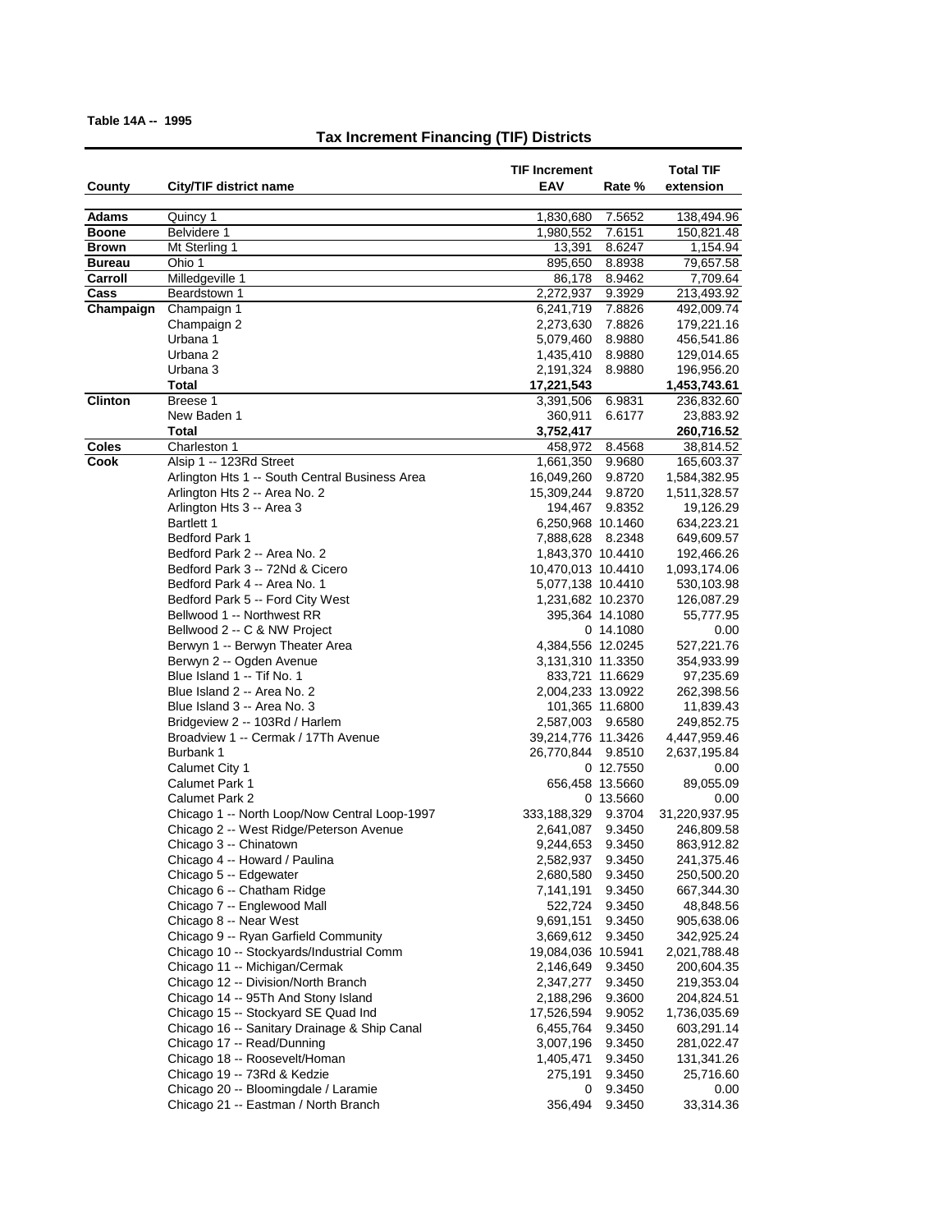**Table 14A -- 1995**

## Tax Increment Financing (TIF) Districts

| County | City/TIF district name | TIF Increment EAV | Rate % | Total TIF extension |
|---|---|---|---|---|
| **Adams** | Quincy 1 | 1,830,680 | 7.5652 | 138,494.96 |
| **Boone** | Belvidere 1 | 1,980,552 | 7.6151 | 150,821.48 |
| **Brown** | Mt Sterling 1 | 13,391 | 8.6247 | 1,154.94 |
| **Bureau** | Ohio 1 | 895,650 | 8.8938 | 79,657.58 |
| **Carroll** | Milledgeville 1 | 86,178 | 8.9462 | 7,709.64 |
| **Cass** | Beardstown 1 | 2,272,937 | 9.3929 | 213,493.92 |
| **Champaign** | Champaign 1 | 6,241,719 | 7.8826 | 492,009.74 |
| | Champaign 2 | 2,273,630 | 7.8826 | 179,221.16 |
| | Urbana 1 | 5,079,460 | 8.9880 | 456,541.86 |
| | Urbana 2 | 1,435,410 | 8.9880 | 129,014.65 |
| | Urbana 3 | 2,191,324 | 8.9880 | 196,956.20 |
| | **Total** | **17,221,543** | | **1,453,743.61** |
| **Clinton** | Breese 1 | 3,391,506 | 6.9831 | 236,832.60 |
| | New Baden 1 | 360,911 | 6.6177 | 23,883.92 |
| | **Total** | **3,752,417** | | **260,716.52** |
| **Coles** | Charleston 1 | 458,972 | 8.4568 | 38,814.52 |
| **Cook** | Alsip 1 -- 123Rd Street | 1,661,350 | 9.9680 | 165,603.37 |
| | Arlington Hts 1 -- South Central Business Area | 16,049,260 | 9.8720 | 1,584,382.95 |
| | Arlington Hts 2 -- Area No. 2 | 15,309,244 | 9.8720 | 1,511,328.57 |
| | Arlington Hts 3 -- Area 3 | 194,467 | 9.8352 | 19,126.29 |
| | Bartlett 1 | 6,250,968 | 10.1460 | 634,223.21 |
| | Bedford Park 1 | 7,888,628 | 8.2348 | 649,609.57 |
| | Bedford Park 2 -- Area No. 2 | 1,843,370 | 10.4410 | 192,466.26 |
| | Bedford Park 3 -- 72Nd & Cicero | 10,470,013 | 10.4410 | 1,093,174.06 |
| | Bedford Park 4 -- Area No. 1 | 5,077,138 | 10.4410 | 530,103.98 |
| | Bedford Park 5 -- Ford City West | 1,231,682 | 10.2370 | 126,087.29 |
| | Bellwood 1 -- Northwest RR | 395,364 | 14.1080 | 55,777.95 |
| | Bellwood 2 -- C & NW Project | 0 | 14.1080 | 0.00 |
| | Berwyn 1 -- Berwyn Theater Area | 4,384,556 | 12.0245 | 527,221.76 |
| | Berwyn 2 -- Ogden Avenue | 3,131,310 | 11.3350 | 354,933.99 |
| | Blue Island 1 -- Tif No. 1 | 833,721 | 11.6629 | 97,235.69 |
| | Blue Island 2 -- Area No. 2 | 2,004,233 | 13.0922 | 262,398.56 |
| | Blue Island 3 -- Area No. 3 | 101,365 | 11.6800 | 11,839.43 |
| | Bridgeview 2 -- 103Rd / Harlem | 2,587,003 | 9.6580 | 249,852.75 |
| | Broadview 1 -- Cermak / 17Th Avenue | 39,214,776 | 11.3426 | 4,447,959.46 |
| | Burbank 1 | 26,770,844 | 9.8510 | 2,637,195.84 |
| | Calumet City 1 | 0 | 12.7550 | 0.00 |
| | Calumet Park 1 | 656,458 | 13.5660 | 89,055.09 |
| | Calumet Park 2 | 0 | 13.5660 | 0.00 |
| | Chicago 1 -- North Loop/Now Central Loop-1997 | 333,188,329 | 9.3704 | 31,220,937.95 |
| | Chicago 2 -- West Ridge/Peterson Avenue | 2,641,087 | 9.3450 | 246,809.58 |
| | Chicago 3 -- Chinatown | 9,244,653 | 9.3450 | 863,912.82 |
| | Chicago 4 -- Howard / Paulina | 2,582,937 | 9.3450 | 241,375.46 |
| | Chicago 5 -- Edgewater | 2,680,580 | 9.3450 | 250,500.20 |
| | Chicago 6 -- Chatham Ridge | 7,141,191 | 9.3450 | 667,344.30 |
| | Chicago 7 -- Englewood Mall | 522,724 | 9.3450 | 48,848.56 |
| | Chicago 8 -- Near West | 9,691,151 | 9.3450 | 905,638.06 |
| | Chicago 9 -- Ryan Garfield Community | 3,669,612 | 9.3450 | 342,925.24 |
| | Chicago 10 -- Stockyards/Industrial Comm | 19,084,036 | 10.5941 | 2,021,788.48 |
| | Chicago 11 -- Michigan/Cermak | 2,146,649 | 9.3450 | 200,604.35 |
| | Chicago 12 -- Division/North Branch | 2,347,277 | 9.3450 | 219,353.04 |
| | Chicago 14 -- 95Th And Stony Island | 2,188,296 | 9.3600 | 204,824.51 |
| | Chicago 15 -- Stockyard SE Quad Ind | 17,526,594 | 9.9052 | 1,736,035.69 |
| | Chicago 16 -- Sanitary Drainage & Ship Canal | 6,455,764 | 9.3450 | 603,291.14 |
| | Chicago 17 -- Read/Dunning | 3,007,196 | 9.3450 | 281,022.47 |
| | Chicago 18 -- Roosevelt/Homan | 1,405,471 | 9.3450 | 131,341.26 |
| | Chicago 19 -- 73Rd & Kedzie | 275,191 | 9.3450 | 25,716.60 |
| | Chicago 20 -- Bloomingdale / Laramie | 0 | 9.3450 | 0.00 |
| | Chicago 21 -- Eastman / North Branch | 356,494 | 9.3450 | 33,314.36 |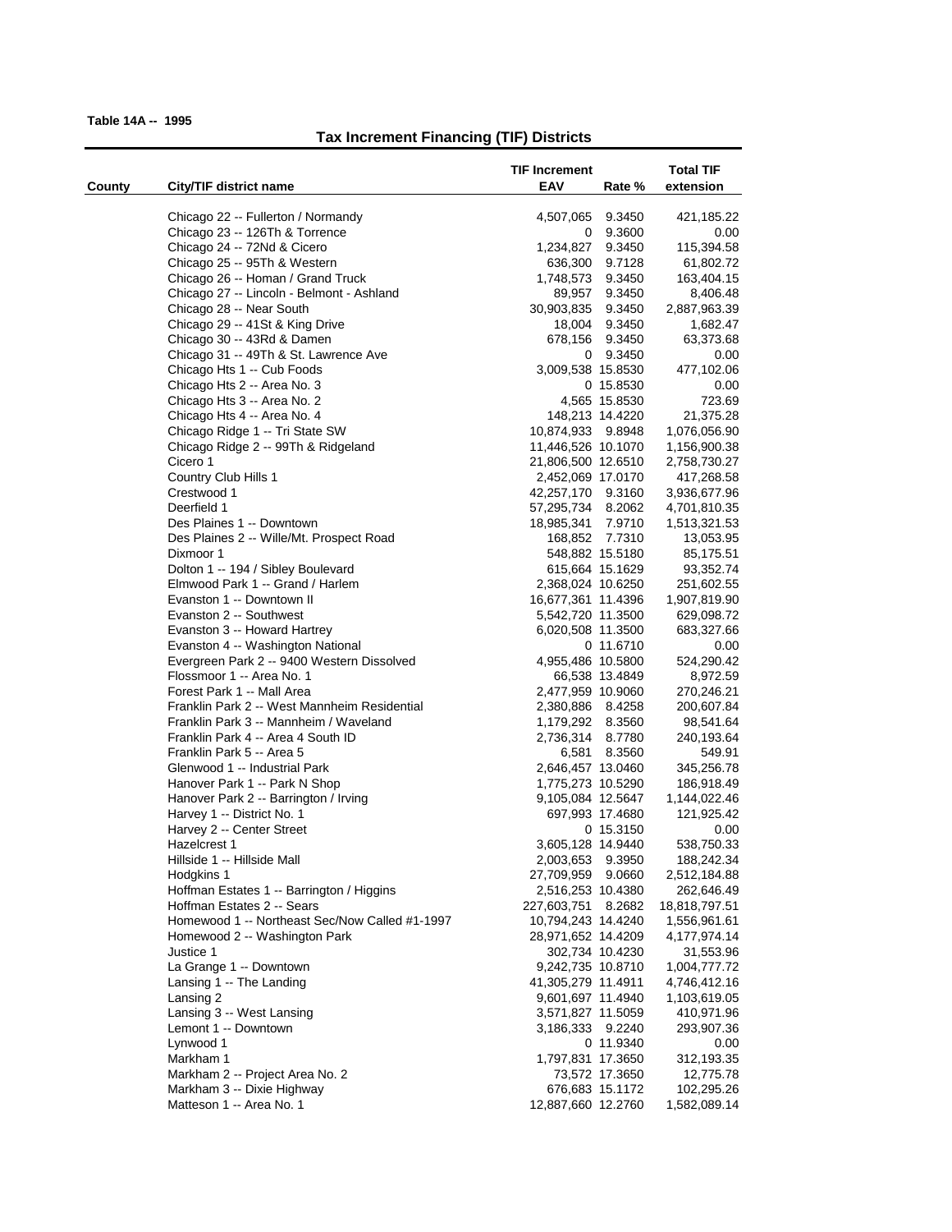**Table 14A -- 1995**

## Tax Increment Financing (TIF) Districts

| County | City/TIF district name | TIF Increment EAV | Rate % | Total TIF extension |
|---|---|---|---|---|
| | Chicago 22 -- Fullerton / Normandy | 4,507,065 | 9.3450 | 421,185.22 |
| | Chicago 23 -- 126Th & Torrence | 0 | 9.3600 | 0.00 |
| | Chicago 24 -- 72Nd & Cicero | 1,234,827 | 9.3450 | 115,394.58 |
| | Chicago 25 -- 95Th & Western | 636,300 | 9.7128 | 61,802.72 |
| | Chicago 26 -- Homan / Grand Truck | 1,748,573 | 9.3450 | 163,404.15 |
| | Chicago 27 -- Lincoln - Belmont - Ashland | 89,957 | 9.3450 | 8,406.48 |
| | Chicago 28 -- Near South | 30,903,835 | 9.3450 | 2,887,963.39 |
| | Chicago 29 -- 41St & King Drive | 18,004 | 9.3450 | 1,682.47 |
| | Chicago 30 -- 43Rd & Damen | 678,156 | 9.3450 | 63,373.68 |
| | Chicago 31 -- 49Th & St. Lawrence Ave | 0 | 9.3450 | 0.00 |
| | Chicago Hts 1 -- Cub Foods | 3,009,538 | 15.8530 | 477,102.06 |
| | Chicago Hts 2 -- Area No. 3 | 0 | 15.8530 | 0.00 |
| | Chicago Hts 3 -- Area No. 2 | 4,565 | 15.8530 | 723.69 |
| | Chicago Hts 4 -- Area No. 4 | 148,213 | 14.4220 | 21,375.28 |
| | Chicago Ridge 1 -- Tri State SW | 10,874,933 | 9.8948 | 1,076,056.90 |
| | Chicago Ridge 2 -- 99Th & Ridgeland | 11,446,526 | 10.1070 | 1,156,900.38 |
| | Cicero 1 | 21,806,500 | 12.6510 | 2,758,730.27 |
| | Country Club Hills 1 | 2,452,069 | 17.0170 | 417,268.58 |
| | Crestwood 1 | 42,257,170 | 9.3160 | 3,936,677.96 |
| | Deerfield 1 | 57,295,734 | 8.2062 | 4,701,810.35 |
| | Des Plaines 1 -- Downtown | 18,985,341 | 7.9710 | 1,513,321.53 |
| | Des Plaines 2 -- Wille/Mt. Prospect Road | 168,852 | 7.7310 | 13,053.95 |
| | Dixmoor 1 | 548,882 | 15.5180 | 85,175.51 |
| | Dolton 1 -- 194 / Sibley Boulevard | 615,664 | 15.1629 | 93,352.74 |
| | Elmwood Park 1 -- Grand / Harlem | 2,368,024 | 10.6250 | 251,602.55 |
| | Evanston 1 -- Downtown II | 16,677,361 | 11.4396 | 1,907,819.90 |
| | Evanston 2 -- Southwest | 5,542,720 | 11.3500 | 629,098.72 |
| | Evanston 3 -- Howard Hartrey | 6,020,508 | 11.3500 | 683,327.66 |
| | Evanston 4 -- Washington National | 0 | 11.6710 | 0.00 |
| | Evergreen Park 2 -- 9400 Western Dissolved | 4,955,486 | 10.5800 | 524,290.42 |
| | Flossmoor 1 -- Area No. 1 | 66,538 | 13.4849 | 8,972.59 |
| | Forest Park 1 -- Mall Area | 2,477,959 | 10.9060 | 270,246.21 |
| | Franklin Park 2 -- West Mannheim Residential | 2,380,886 | 8.4258 | 200,607.84 |
| | Franklin Park 3 -- Mannheim / Waveland | 1,179,292 | 8.3560 | 98,541.64 |
| | Franklin Park 4 -- Area 4 South ID | 2,736,314 | 8.7780 | 240,193.64 |
| | Franklin Park 5 -- Area 5 | 6,581 | 8.3560 | 549.91 |
| | Glenwood 1 -- Industrial Park | 2,646,457 | 13.0460 | 345,256.78 |
| | Hanover Park 1 -- Park N Shop | 1,775,273 | 10.5290 | 186,918.49 |
| | Hanover Park 2 -- Barrington / Irving | 9,105,084 | 12.5647 | 1,144,022.46 |
| | Harvey 1 -- District No. 1 | 697,993 | 17.4680 | 121,925.42 |
| | Harvey 2 -- Center Street | 0 | 15.3150 | 0.00 |
| | Hazelcrest 1 | 3,605,128 | 14.9440 | 538,750.33 |
| | Hillside 1 -- Hillside Mall | 2,003,653 | 9.3950 | 188,242.34 |
| | Hodgkins 1 | 27,709,959 | 9.0660 | 2,512,184.88 |
| | Hoffman Estates 1 -- Barrington / Higgins | 2,516,253 | 10.4380 | 262,646.49 |
| | Hoffman Estates 2 -- Sears | 227,603,751 | 8.2682 | 18,818,797.51 |
| | Homewood 1 -- Northeast Sec/Now Called #1-1997 | 10,794,243 | 14.4240 | 1,556,961.61 |
| | Homewood 2 -- Washington Park | 28,971,652 | 14.4209 | 4,177,974.14 |
| | Justice 1 | 302,734 | 10.4230 | 31,553.96 |
| | La Grange 1 -- Downtown | 9,242,735 | 10.8710 | 1,004,777.72 |
| | Lansing 1 -- The Landing | 41,305,279 | 11.4911 | 4,746,412.16 |
| | Lansing 2 | 9,601,697 | 11.4940 | 1,103,619.05 |
| | Lansing 3 -- West Lansing | 3,571,827 | 11.5059 | 410,971.96 |
| | Lemont 1 -- Downtown | 3,186,333 | 9.2240 | 293,907.36 |
| | Lynwood 1 | 0 | 11.9340 | 0.00 |
| | Markham 1 | 1,797,831 | 17.3650 | 312,193.35 |
| | Markham 2 -- Project Area No. 2 | 73,572 | 17.3650 | 12,775.78 |
| | Markham 3 -- Dixie Highway | 676,683 | 15.1172 | 102,295.26 |
| | Matteson 1 -- Area No. 1 | 12,887,660 | 12.2760 | 1,582,089.14 |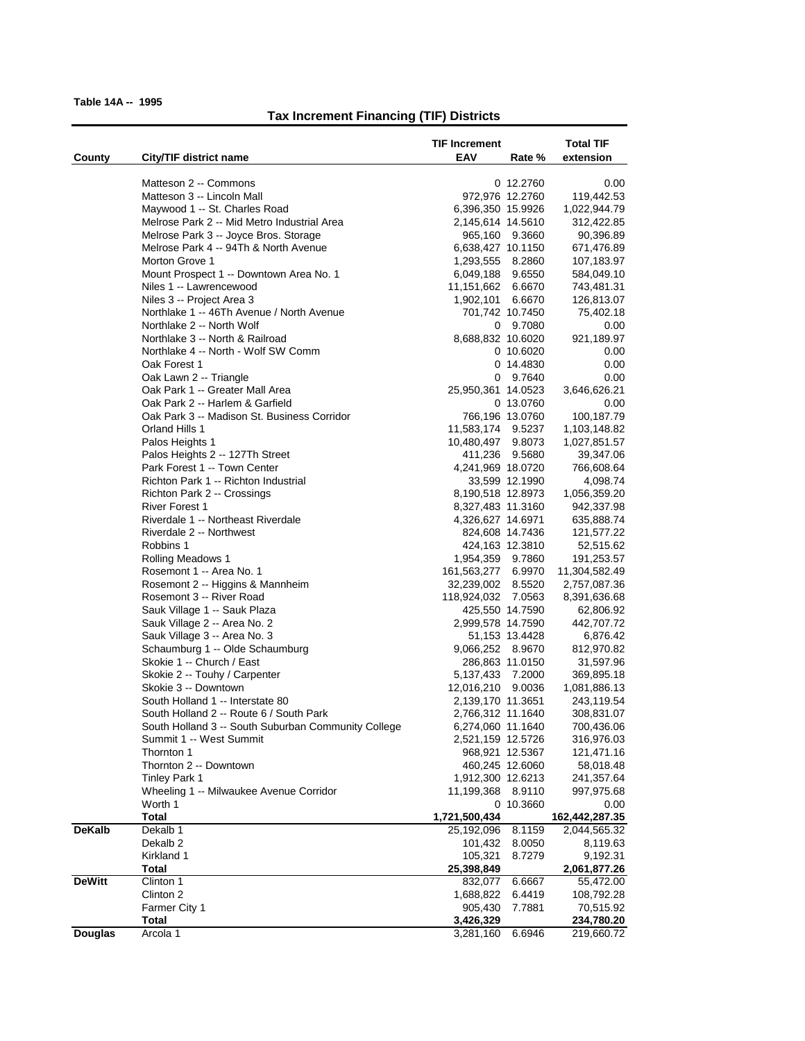**Table 14A -- 1995**

## Tax Increment Financing (TIF) Districts

| County | City/TIF district name | TIF Increment EAV | Rate % | Total TIF extension |
|---|---|---|---|---|
| | Matteson 2 -- Commons | 0 | 12.2760 | 0.00 |
| | Matteson 3 -- Lincoln Mall | 972,976 | 12.2760 | 119,442.53 |
| | Maywood 1 -- St. Charles Road | 6,396,350 | 15.9926 | 1,022,944.79 |
| | Melrose Park 2 -- Mid Metro Industrial Area | 2,145,614 | 14.5610 | 312,422.85 |
| | Melrose Park 3 -- Joyce Bros. Storage | 965,160 | 9.3660 | 90,396.89 |
| | Melrose Park 4 -- 94Th & North Avenue | 6,638,427 | 10.1150 | 671,476.89 |
| | Morton Grove 1 | 1,293,555 | 8.2860 | 107,183.97 |
| | Mount Prospect 1 -- Downtown Area No. 1 | 6,049,188 | 9.6550 | 584,049.10 |
| | Niles 1 -- Lawrencewood | 11,151,662 | 6.6670 | 743,481.31 |
| | Niles 3 -- Project Area 3 | 1,902,101 | 6.6670 | 126,813.07 |
| | Northlake 1 -- 46Th Avenue / North Avenue | 701,742 | 10.7450 | 75,402.18 |
| | Northlake 2 -- North Wolf | 0 | 9.7080 | 0.00 |
| | Northlake 3 -- North & Railroad | 8,688,832 | 10.6020 | 921,189.97 |
| | Northlake 4 -- North - Wolf SW Comm | 0 | 10.6020 | 0.00 |
| | Oak Forest 1 | 0 | 14.4830 | 0.00 |
| | Oak Lawn 2 -- Triangle | 0 | 9.7640 | 0.00 |
| | Oak Park 1 -- Greater Mall Area | 25,950,361 | 14.0523 | 3,646,626.21 |
| | Oak Park 2 -- Harlem & Garfield | 0 | 13.0760 | 0.00 |
| | Oak Park 3 -- Madison St. Business Corridor | 766,196 | 13.0760 | 100,187.79 |
| | Orland Hills 1 | 11,583,174 | 9.5237 | 1,103,148.82 |
| | Palos Heights 1 | 10,480,497 | 9.8073 | 1,027,851.57 |
| | Palos Heights 2 -- 127Th Street | 411,236 | 9.5680 | 39,347.06 |
| | Park Forest 1 -- Town Center | 4,241,969 | 18.0720 | 766,608.64 |
| | Richton Park 1 -- Richton Industrial | 33,599 | 12.1990 | 4,098.74 |
| | Richton Park 2 -- Crossings | 8,190,518 | 12.8973 | 1,056,359.20 |
| | River Forest 1 | 8,327,483 | 11.3160 | 942,337.98 |
| | Riverdale 1 -- Northeast Riverdale | 4,326,627 | 14.6971 | 635,888.74 |
| | Riverdale 2 -- Northwest | 824,608 | 14.7436 | 121,577.22 |
| | Robbins 1 | 424,163 | 12.3810 | 52,515.62 |
| | Rolling Meadows 1 | 1,954,359 | 9.7860 | 191,253.57 |
| | Rosemont 1 -- Area No. 1 | 161,563,277 | 6.9970 | 11,304,582.49 |
| | Rosemont 2 -- Higgins & Mannheim | 32,239,002 | 8.5520 | 2,757,087.36 |
| | Rosemont 3 -- River Road | 118,924,032 | 7.0563 | 8,391,636.68 |
| | Sauk Village 1 -- Sauk Plaza | 425,550 | 14.7590 | 62,806.92 |
| | Sauk Village 2 -- Area No. 2 | 2,999,578 | 14.7590 | 442,707.72 |
| | Sauk Village 3 -- Area No. 3 | 51,153 | 13.4428 | 6,876.42 |
| | Schaumburg 1 -- Olde Schaumburg | 9,066,252 | 8.9670 | 812,970.82 |
| | Skokie 1 -- Church / East | 286,863 | 11.0150 | 31,597.96 |
| | Skokie 2 -- Touhy / Carpenter | 5,137,433 | 7.2000 | 369,895.18 |
| | Skokie 3 -- Downtown | 12,016,210 | 9.0036 | 1,081,886.13 |
| | South Holland 1 -- Interstate 80 | 2,139,170 | 11.3651 | 243,119.54 |
| | South Holland 2 -- Route 6 / South Park | 2,766,312 | 11.1640 | 308,831.07 |
| | South Holland 3 -- South Suburban Community College | 6,274,060 | 11.1640 | 700,436.06 |
| | Summit 1 -- West Summit | 2,521,159 | 12.5726 | 316,976.03 |
| | Thornton 1 | 968,921 | 12.5367 | 121,471.16 |
| | Thornton 2 -- Downtown | 460,245 | 12.6060 | 58,018.48 |
| | Tinley Park 1 | 1,912,300 | 12.6213 | 241,357.64 |
| | Wheeling 1 -- Milwaukee Avenue Corridor | 11,199,368 | 8.9110 | 997,975.68 |
| | Worth 1 | 0 | 10.3660 | 0.00 |
| | **Total** | **1,721,500,434** | | **162,442,287.35** |
| **DeKalb** | Dekalb 1 | 25,192,096 | 8.1159 | 2,044,565.32 |
| | Dekalb 2 | 101,432 | 8.0050 | 8,119.63 |
| | Kirkland 1 | 105,321 | 8.7279 | 9,192.31 |
| | **Total** | **25,398,849** | | **2,061,877.26** |
| **DeWitt** | Clinton 1 | 832,077 | 6.6667 | 55,472.00 |
| | Clinton 2 | 1,688,822 | 6.4419 | 108,792.28 |
| | Farmer City 1 | 905,430 | 7.7881 | 70,515.92 |
| | **Total** | **3,426,329** | | **234,780.20** |
| **Douglas** | Arcola 1 | 3,281,160 | 6.6946 | 219,660.72 |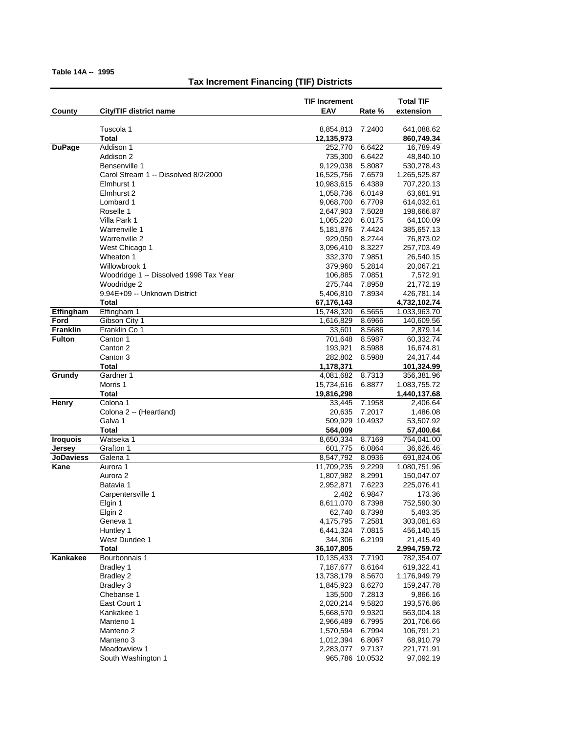**Table 14A -- 1995**

## Tax Increment Financing (TIF) Districts

| County | City/TIF district name | TIF Increment EAV | Rate % | Total TIF extension |
|---|---|---|---|---|
| | Tuscola 1 | 8,854,813 | 7.2400 | 641,088.62 |
| | **Total** | **12,135,973** | | **860,749.34** |
| **DuPage** | Addison 1 | 252,770 | 6.6422 | 16,789.49 |
| | Addison 2 | 735,300 | 6.6422 | 48,840.10 |
| | Bensenville 1 | 9,129,038 | 5.8087 | 530,278.43 |
| | Carol Stream 1 -- Dissolved 8/2/2000 | 16,525,756 | 7.6579 | 1,265,525.87 |
| | Elmhurst 1 | 10,983,615 | 6.4389 | 707,220.13 |
| | Elmhurst 2 | 1,058,736 | 6.0149 | 63,681.91 |
| | Lombard 1 | 9,068,700 | 6.7709 | 614,032.61 |
| | Roselle 1 | 2,647,903 | 7.5028 | 198,666.87 |
| | Villa Park 1 | 1,065,220 | 6.0175 | 64,100.09 |
| | Warrenville 1 | 5,181,876 | 7.4424 | 385,657.13 |
| | Warrenville 2 | 929,050 | 8.2744 | 76,873.02 |
| | West Chicago 1 | 3,096,410 | 8.3227 | 257,703.49 |
| | Wheaton 1 | 332,370 | 7.9851 | 26,540.15 |
| | Willowbrook 1 | 379,960 | 5.2814 | 20,067.21 |
| | Woodridge 1 -- Dissolved 1998 Tax Year | 106,885 | 7.0851 | 7,572.91 |
| | Woodridge 2 | 275,744 | 7.8958 | 21,772.19 |
| | 9.94E+09 -- Unknown District | 5,406,810 | 7.8934 | 426,781.14 |
| | **Total** | **67,176,143** | | **4,732,102.74** |
| **Effingham** | Effingham 1 | 15,748,320 | 6.5655 | 1,033,963.70 |
| **Ford** | Gibson City 1 | 1,616,829 | 8.6966 | 140,609.56 |
| **Franklin** | Franklin Co 1 | 33,601 | 8.5686 | 2,879.14 |
| **Fulton** | Canton 1 | 701,648 | 8.5987 | 60,332.74 |
| | Canton 2 | 193,921 | 8.5988 | 16,674.81 |
| | Canton 3 | 282,802 | 8.5988 | 24,317.44 |
| | **Total** | **1,178,371** | | **101,324.99** |
| **Grundy** | Gardner 1 | 4,081,682 | 8.7313 | 356,381.96 |
| | Morris 1 | 15,734,616 | 6.8877 | 1,083,755.72 |
| | **Total** | **19,816,298** | | **1,440,137.68** |
| **Henry** | Colona 1 | 33,445 | 7.1958 | 2,406.64 |
| | Colona 2 -- (Heartland) | 20,635 | 7.2017 | 1,486.08 |
| | Galva 1 | 509,929 | 10.4932 | 53,507.92 |
| | **Total** | **564,009** | | **57,400.64** |
| **Iroquois** | Watseka 1 | 8,650,334 | 8.7169 | 754,041.00 |
| **Jersey** | Grafton 1 | 601,775 | 6.0864 | 36,626.46 |
| **JoDaviess** | Galena 1 | 8,547,792 | 8.0936 | 691,824.06 |
| **Kane** | Aurora 1 | 11,709,235 | 9.2299 | 1,080,751.96 |
| | Aurora 2 | 1,807,982 | 8.2991 | 150,047.07 |
| | Batavia 1 | 2,952,871 | 7.6223 | 225,076.41 |
| | Carpentersville 1 | 2,482 | 6.9847 | 173.36 |
| | Elgin 1 | 8,611,070 | 8.7398 | 752,590.30 |
| | Elgin 2 | 62,740 | 8.7398 | 5,483.35 |
| | Geneva 1 | 4,175,795 | 7.2581 | 303,081.63 |
| | Huntley 1 | 6,441,324 | 7.0815 | 456,140.15 |
| | West Dundee 1 | 344,306 | 6.2199 | 21,415.49 |
| | **Total** | **36,107,805** | | **2,994,759.72** |
| **Kankakee** | Bourbonnais 1 | 10,135,433 | 7.7190 | 782,354.07 |
| | Bradley 1 | 7,187,677 | 8.6164 | 619,322.41 |
| | Bradley 2 | 13,738,179 | 8.5670 | 1,176,949.79 |
| | Bradley 3 | 1,845,923 | 8.6270 | 159,247.78 |
| | Chebanse 1 | 135,500 | 7.2813 | 9,866.16 |
| | East Court 1 | 2,020,214 | 9.5820 | 193,576.86 |
| | Kankakee 1 | 5,668,570 | 9.9320 | 563,004.18 |
| | Manteno 1 | 2,966,489 | 6.7995 | 201,706.66 |
| | Manteno 2 | 1,570,594 | 6.7994 | 106,791.21 |
| | Manteno 3 | 1,012,394 | 6.8067 | 68,910.79 |
| | Meadowview 1 | 2,283,077 | 9.7137 | 221,771.91 |
| | South Washington 1 | 965,786 | 10.0532 | 97,092.19 |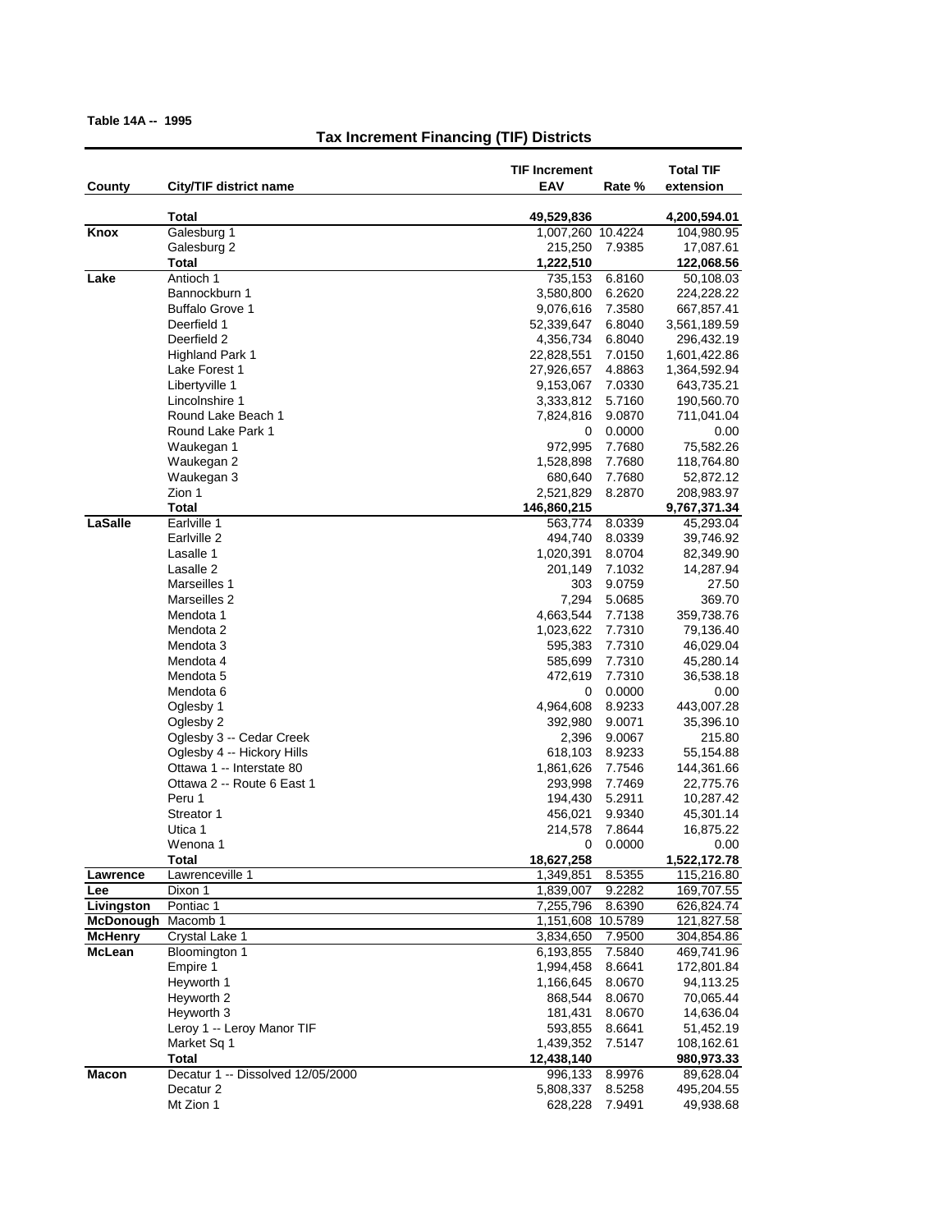**Table 14A -- 1995**

## Tax Increment Financing (TIF) Districts

| County | City/TIF district name | TIF Increment EAV | Rate % | Total TIF extension |
|---|---|---|---|---|
| | **Total** | **49,529,836** | | **4,200,594.01** |
| **Knox** | Galesburg 1 | 1,007,260 | 10.4224 | 104,980.95 |
| | Galesburg 2 | 215,250 | 7.9385 | 17,087.61 |
| | **Total** | **1,222,510** | | **122,068.56** |
| **Lake** | Antioch 1 | 735,153 | 6.8160 | 50,108.03 |
| | Bannockburn 1 | 3,580,800 | 6.2620 | 224,228.22 |
| | Buffalo Grove 1 | 9,076,616 | 7.3580 | 667,857.41 |
| | Deerfield 1 | 52,339,647 | 6.8040 | 3,561,189.59 |
| | Deerfield 2 | 4,356,734 | 6.8040 | 296,432.19 |
| | Highland Park 1 | 22,828,551 | 7.0150 | 1,601,422.86 |
| | Lake Forest 1 | 27,926,657 | 4.8863 | 1,364,592.94 |
| | Libertyville 1 | 9,153,067 | 7.0330 | 643,735.21 |
| | Lincolnshire 1 | 3,333,812 | 5.7160 | 190,560.70 |
| | Round Lake Beach 1 | 7,824,816 | 9.0870 | 711,041.04 |
| | Round Lake Park 1 | 0 | 0.0000 | 0.00 |
| | Waukegan 1 | 972,995 | 7.7680 | 75,582.26 |
| | Waukegan 2 | 1,528,898 | 7.7680 | 118,764.80 |
| | Waukegan 3 | 680,640 | 7.7680 | 52,872.12 |
| | Zion 1 | 2,521,829 | 8.2870 | 208,983.97 |
| | **Total** | **146,860,215** | | **9,767,371.34** |
| **LaSalle** | Earlville 1 | 563,774 | 8.0339 | 45,293.04 |
| | Earlville 2 | 494,740 | 8.0339 | 39,746.92 |
| | Lasalle 1 | 1,020,391 | 8.0704 | 82,349.90 |
| | Lasalle 2 | 201,149 | 7.1032 | 14,287.94 |
| | Marseilles 1 | 303 | 9.0759 | 27.50 |
| | Marseilles 2 | 7,294 | 5.0685 | 369.70 |
| | Mendota 1 | 4,663,544 | 7.7138 | 359,738.76 |
| | Mendota 2 | 1,023,622 | 7.7310 | 79,136.40 |
| | Mendota 3 | 595,383 | 7.7310 | 46,029.04 |
| | Mendota 4 | 585,699 | 7.7310 | 45,280.14 |
| | Mendota 5 | 472,619 | 7.7310 | 36,538.18 |
| | Mendota 6 | 0 | 0.0000 | 0.00 |
| | Oglesby 1 | 4,964,608 | 8.9233 | 443,007.28 |
| | Oglesby 2 | 392,980 | 9.0071 | 35,396.10 |
| | Oglesby 3 -- Cedar Creek | 2,396 | 9.0067 | 215.80 |
| | Oglesby 4 -- Hickory Hills | 618,103 | 8.9233 | 55,154.88 |
| | Ottawa 1 -- Interstate 80 | 1,861,626 | 7.7546 | 144,361.66 |
| | Ottawa 2 -- Route 6 East 1 | 293,998 | 7.7469 | 22,775.76 |
| | Peru 1 | 194,430 | 5.2911 | 10,287.42 |
| | Streator 1 | 456,021 | 9.9340 | 45,301.14 |
| | Utica 1 | 214,578 | 7.8644 | 16,875.22 |
| | Wenona 1 | 0 | 0.0000 | 0.00 |
| | **Total** | **18,627,258** | | **1,522,172.78** |
| **Lawrence** | Lawrenceville 1 | 1,349,851 | 8.5355 | 115,216.80 |
| **Lee** | Dixon 1 | 1,839,007 | 9.2282 | 169,707.55 |
| **Livingston** | Pontiac 1 | 7,255,796 | 8.6390 | 626,824.74 |
| **McDonough** | Macomb 1 | 1,151,608 | 10.5789 | 121,827.58 |
| **McHenry** | Crystal Lake 1 | 3,834,650 | 7.9500 | 304,854.86 |
| **McLean** | Bloomington 1 | 6,193,855 | 7.5840 | 469,741.96 |
| | Empire 1 | 1,994,458 | 8.6641 | 172,801.84 |
| | Heyworth 1 | 1,166,645 | 8.0670 | 94,113.25 |
| | Heyworth 2 | 868,544 | 8.0670 | 70,065.44 |
| | Heyworth 3 | 181,431 | 8.0670 | 14,636.04 |
| | Leroy 1 -- Leroy Manor TIF | 593,855 | 8.6641 | 51,452.19 |
| | Market Sq 1 | 1,439,352 | 7.5147 | 108,162.61 |
| | **Total** | **12,438,140** | | **980,973.33** |
| **Macon** | Decatur 1 -- Dissolved 12/05/2000 | 996,133 | 8.9976 | 89,628.04 |
| | Decatur 2 | 5,808,337 | 8.5258 | 495,204.55 |
| | Mt Zion 1 | 628,228 | 7.9491 | 49,938.68 |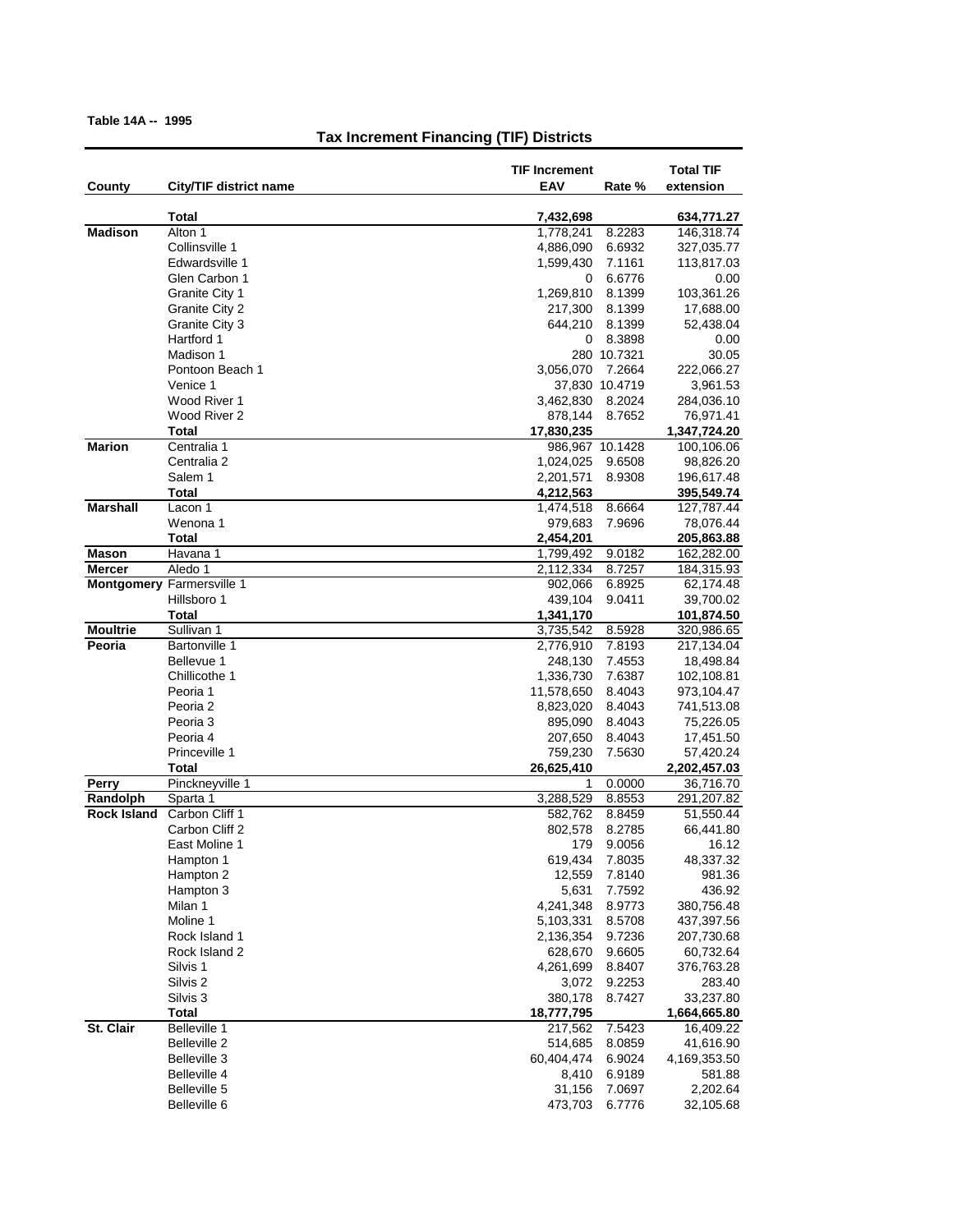**Table 14A -- 1995**

## Tax Increment Financing (TIF) Districts

| County | City/TIF district name | TIF Increment EAV | Rate % | Total TIF extension |
|---|---|---|---|---|
| | **Total** | **7,432,698** | | **634,771.27** |
| **Madison** | Alton 1 | 1,778,241 | 8.2283 | 146,318.74 |
| | Collinsville 1 | 4,886,090 | 6.6932 | 327,035.77 |
| | Edwardsville 1 | 1,599,430 | 7.1161 | 113,817.03 |
| | Glen Carbon 1 | 0 | 6.6776 | 0.00 |
| | Granite City 1 | 1,269,810 | 8.1399 | 103,361.26 |
| | Granite City 2 | 217,300 | 8.1399 | 17,688.00 |
| | Granite City 3 | 644,210 | 8.1399 | 52,438.04 |
| | Hartford 1 | 0 | 8.3898 | 0.00 |
| | Madison 1 | 280 | 10.7321 | 30.05 |
| | Pontoon Beach 1 | 3,056,070 | 7.2664 | 222,066.27 |
| | Venice 1 | 37,830 | 10.4719 | 3,961.53 |
| | Wood River 1 | 3,462,830 | 8.2024 | 284,036.10 |
| | Wood River 2 | 878,144 | 8.7652 | 76,971.41 |
| | **Total** | **17,830,235** | | **1,347,724.20** |
| **Marion** | Centralia 1 | 986,967 | 10.1428 | 100,106.06 |
| | Centralia 2 | 1,024,025 | 9.6508 | 98,826.20 |
| | Salem 1 | 2,201,571 | 8.9308 | 196,617.48 |
| | **Total** | **4,212,563** | | **395,549.74** |
| **Marshall** | Lacon 1 | 1,474,518 | 8.6664 | 127,787.44 |
| | Wenona 1 | 979,683 | 7.9696 | 78,076.44 |
| | **Total** | **2,454,201** | | **205,863.88** |
| **Mason** | Havana 1 | 1,799,492 | 9.0182 | 162,282.00 |
| **Mercer** | Aledo 1 | 2,112,334 | 8.7257 | 184,315.93 |
| **Montgomery** | Farmersville 1 | 902,066 | 6.8925 | 62,174.48 |
| | Hillsboro 1 | 439,104 | 9.0411 | 39,700.02 |
| | **Total** | **1,341,170** | | **101,874.50** |
| **Moultrie** | Sullivan 1 | 3,735,542 | 8.5928 | 320,986.65 |
| **Peoria** | Bartonville 1 | 2,776,910 | 7.8193 | 217,134.04 |
| | Bellevue 1 | 248,130 | 7.4553 | 18,498.84 |
| | Chillicothe 1 | 1,336,730 | 7.6387 | 102,108.81 |
| | Peoria 1 | 11,578,650 | 8.4043 | 973,104.47 |
| | Peoria 2 | 8,823,020 | 8.4043 | 741,513.08 |
| | Peoria 3 | 895,090 | 8.4043 | 75,226.05 |
| | Peoria 4 | 207,650 | 8.4043 | 17,451.50 |
| | Princeville 1 | 759,230 | 7.5630 | 57,420.24 |
| | **Total** | **26,625,410** | | **2,202,457.03** |
| **Perry** | Pinckneyville 1 | 1 | 0.0000 | 36,716.70 |
| **Randolph** | Sparta 1 | 3,288,529 | 8.8553 | 291,207.82 |
| **Rock Island** | Carbon Cliff 1 | 582,762 | 8.8459 | 51,550.44 |
| | Carbon Cliff 2 | 802,578 | 8.2785 | 66,441.80 |
| | East Moline 1 | 179 | 9.0056 | 16.12 |
| | Hampton 1 | 619,434 | 7.8035 | 48,337.32 |
| | Hampton 2 | 12,559 | 7.8140 | 981.36 |
| | Hampton 3 | 5,631 | 7.7592 | 436.92 |
| | Milan 1 | 4,241,348 | 8.9773 | 380,756.48 |
| | Moline 1 | 5,103,331 | 8.5708 | 437,397.56 |
| | Rock Island 1 | 2,136,354 | 9.7236 | 207,730.68 |
| | Rock Island 2 | 628,670 | 9.6605 | 60,732.64 |
| | Silvis 1 | 4,261,699 | 8.8407 | 376,763.28 |
| | Silvis 2 | 3,072 | 9.2253 | 283.40 |
| | Silvis 3 | 380,178 | 8.7427 | 33,237.80 |
| | **Total** | **18,777,795** | | **1,664,665.80** |
| **St. Clair** | Belleville 1 | 217,562 | 7.5423 | 16,409.22 |
| | Belleville 2 | 514,685 | 8.0859 | 41,616.90 |
| | Belleville 3 | 60,404,474 | 6.9024 | 4,169,353.50 |
| | Belleville 4 | 8,410 | 6.9189 | 581.88 |
| | Belleville 5 | 31,156 | 7.0697 | 2,202.64 |
| | Belleville 6 | 473,703 | 6.7776 | 32,105.68 |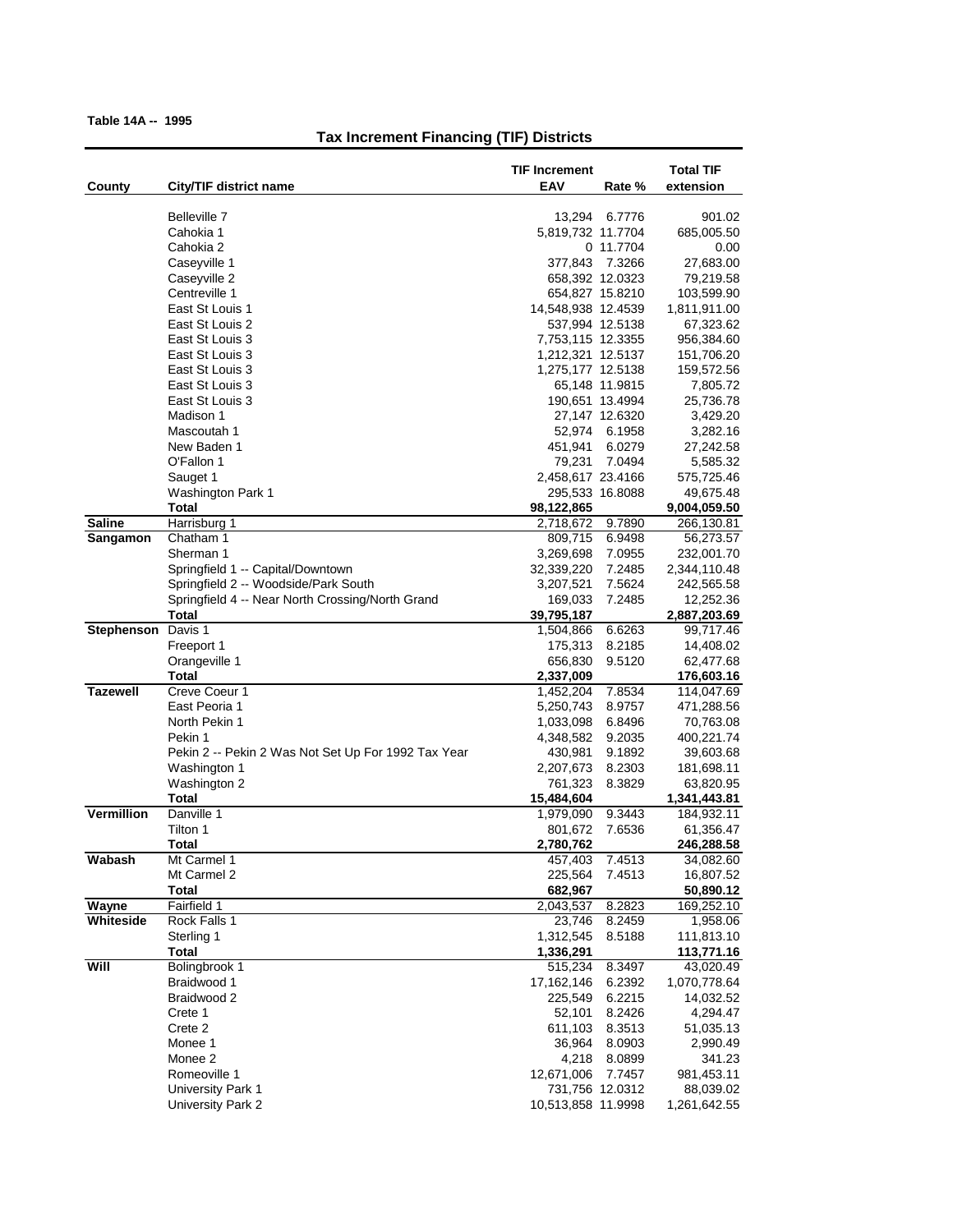**Table 14A -- 1995**

## Tax Increment Financing (TIF) Districts

| County | City/TIF district name | TIF Increment EAV | Rate % | Total TIF extension |
|---|---|---|---|---|
| | Belleville 7 | 13,294 | 6.7776 | 901.02 |
| | Cahokia 1 | 5,819,732 | 11.7704 | 685,005.50 |
| | Cahokia 2 | 0 | 11.7704 | 0.00 |
| | Caseyville 1 | 377,843 | 7.3266 | 27,683.00 |
| | Caseyville 2 | 658,392 | 12.0323 | 79,219.58 |
| | Centreville 1 | 654,827 | 15.8210 | 103,599.90 |
| | East St Louis 1 | 14,548,938 | 12.4539 | 1,811,911.00 |
| | East St Louis 2 | 537,994 | 12.5138 | 67,323.62 |
| | East St Louis 3 | 7,753,115 | 12.3355 | 956,384.60 |
| | East St Louis 3 | 1,212,321 | 12.5137 | 151,706.20 |
| | East St Louis 3 | 1,275,177 | 12.5138 | 159,572.56 |
| | East St Louis 3 | 65,148 | 11.9815 | 7,805.72 |
| | East St Louis 3 | 190,651 | 13.4994 | 25,736.78 |
| | Madison 1 | 27,147 | 12.6320 | 3,429.20 |
| | Mascoutah 1 | 52,974 | 6.1958 | 3,282.16 |
| | New Baden 1 | 451,941 | 6.0279 | 27,242.58 |
| | O'Fallon 1 | 79,231 | 7.0494 | 5,585.32 |
| | Sauget 1 | 2,458,617 | 23.4166 | 575,725.46 |
| | Washington Park 1 | 295,533 | 16.8088 | 49,675.48 |
| | **Total** | **98,122,865** | | **9,004,059.50** |
| **Saline** | Harrisburg 1 | 2,718,672 | 9.7890 | 266,130.81 |
| **Sangamon** | Chatham 1 | 809,715 | 6.9498 | 56,273.57 |
| | Sherman 1 | 3,269,698 | 7.0955 | 232,001.70 |
| | Springfield 1 -- Capital/Downtown | 32,339,220 | 7.2485 | 2,344,110.48 |
| | Springfield 2 -- Woodside/Park South | 3,207,521 | 7.5624 | 242,565.58 |
| | Springfield 4 -- Near North Crossing/North Grand | 169,033 | 7.2485 | 12,252.36 |
| | **Total** | **39,795,187** | | **2,887,203.69** |
| **Stephenson** | Davis 1 | 1,504,866 | 6.6263 | 99,717.46 |
| | Freeport 1 | 175,313 | 8.2185 | 14,408.02 |
| | Orangeville 1 | 656,830 | 9.5120 | 62,477.68 |
| | **Total** | **2,337,009** | | **176,603.16** |
| **Tazewell** | Creve Coeur 1 | 1,452,204 | 7.8534 | 114,047.69 |
| | East Peoria 1 | 5,250,743 | 8.9757 | 471,288.56 |
| | North Pekin 1 | 1,033,098 | 6.8496 | 70,763.08 |
| | Pekin 1 | 4,348,582 | 9.2035 | 400,221.74 |
| | Pekin 2 -- Pekin 2 Was Not Set Up For 1992 Tax Year | 430,981 | 9.1892 | 39,603.68 |
| | Washington 1 | 2,207,673 | 8.2303 | 181,698.11 |
| | Washington 2 | 761,323 | 8.3829 | 63,820.95 |
| | **Total** | **15,484,604** | | **1,341,443.81** |
| **Vermillion** | Danville 1 | 1,979,090 | 9.3443 | 184,932.11 |
| | Tilton 1 | 801,672 | 7.6536 | 61,356.47 |
| | **Total** | **2,780,762** | | **246,288.58** |
| **Wabash** | Mt Carmel 1 | 457,403 | 7.4513 | 34,082.60 |
| | Mt Carmel 2 | 225,564 | 7.4513 | 16,807.52 |
| | **Total** | **682,967** | | **50,890.12** |
| **Wayne** | Fairfield 1 | 2,043,537 | 8.2823 | 169,252.10 |
| **Whiteside** | Rock Falls 1 | 23,746 | 8.2459 | 1,958.06 |
| | Sterling 1 | 1,312,545 | 8.5188 | 111,813.10 |
| | **Total** | **1,336,291** | | **113,771.16** |
| **Will** | Bolingbrook 1 | 515,234 | 8.3497 | 43,020.49 |
| | Braidwood 1 | 17,162,146 | 6.2392 | 1,070,778.64 |
| | Braidwood 2 | 225,549 | 6.2215 | 14,032.52 |
| | Crete 1 | 52,101 | 8.2426 | 4,294.47 |
| | Crete 2 | 611,103 | 8.3513 | 51,035.13 |
| | Monee 1 | 36,964 | 8.0903 | 2,990.49 |
| | Monee 2 | 4,218 | 8.0899 | 341.23 |
| | Romeoville 1 | 12,671,006 | 7.7457 | 981,453.11 |
| | University Park 1 | 731,756 | 12.0312 | 88,039.02 |
| | University Park 2 | 10,513,858 | 11.9998 | 1,261,642.55 |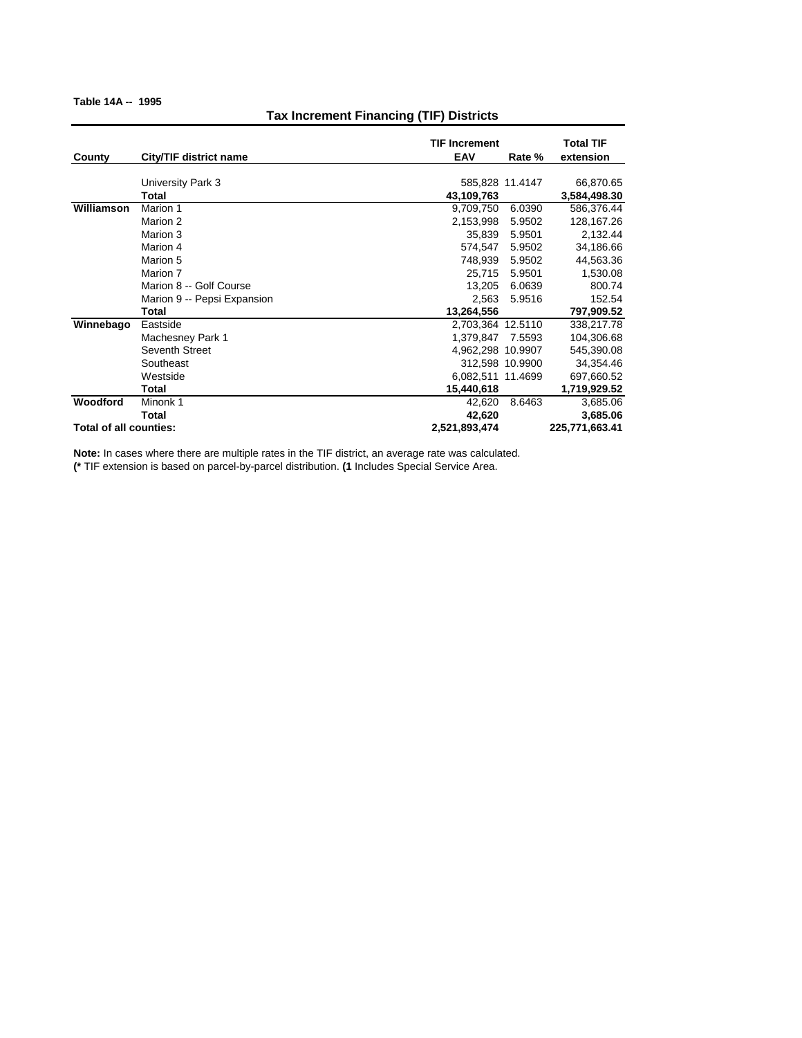**Table 14A -- 1995**

## Tax Increment Financing (TIF) Districts

| County | City/TIF district name | TIF Increment EAV | Rate % | Total TIF extension |
|---|---|---|---|---|
| | University Park 3 | 585,828 | 11.4147 | 66,870.65 |
| | **Total** | **43,109,763** | | **3,584,498.30** |
| **Williamson** | Marion 1 | 9,709,750 | 6.0390 | 586,376.44 |
| | Marion 2 | 2,153,998 | 5.9502 | 128,167.26 |
| | Marion 3 | 35,839 | 5.9501 | 2,132.44 |
| | Marion 4 | 574,547 | 5.9502 | 34,186.66 |
| | Marion 5 | 748,939 | 5.9502 | 44,563.36 |
| | Marion 7 | 25,715 | 5.9501 | 1,530.08 |
| | Marion 8 -- Golf Course | 13,205 | 6.0639 | 800.74 |
| | Marion 9 -- Pepsi Expansion | 2,563 | 5.9516 | 152.54 |
| | **Total** | **13,264,556** | | **797,909.52** |
| **Winnebago** | Eastside | 2,703,364 | 12.5110 | 338,217.78 |
| | Machesney Park 1 | 1,379,847 | 7.5593 | 104,306.68 |
| | Seventh Street | 4,962,298 | 10.9907 | 545,390.08 |
| | Southeast | 312,598 | 10.9900 | 34,354.46 |
| | Westside | 6,082,511 | 11.4699 | 697,660.52 |
| | **Total** | **15,440,618** | | **1,719,929.52** |
| **Woodford** | Minonk 1 | 42,620 | 8.6463 | 3,685.06 |
| | **Total** | **42,620** | | **3,685.06** |
| **Total of all counties:** | | **2,521,893,474** | | **225,771,663.41** |

**Note:** In cases where there are multiple rates in the TIF district, an average rate was calculated.
**(*** TIF extension is based on parcel-by-parcel distribution. **(1** Includes Special Service Area.